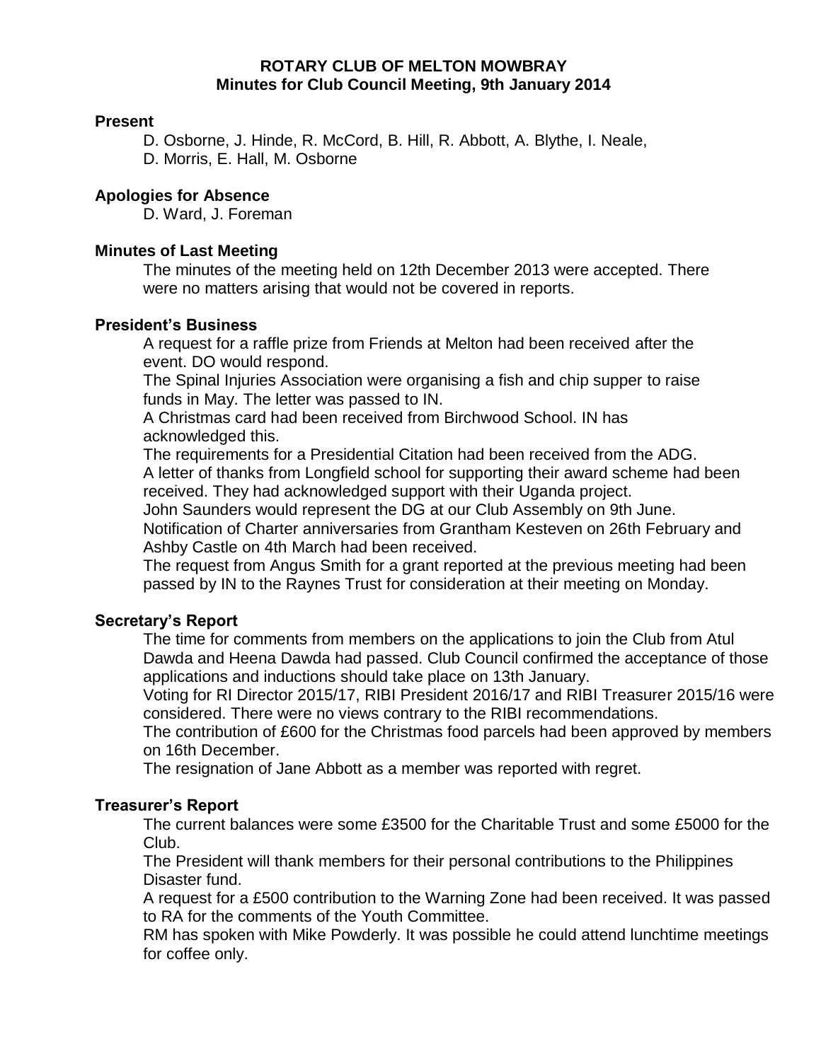# ROTARY CLUB OF MELTON MOWBRAY
## Minutes for Club Council Meeting, 9th January 2014

### Present

D. Osborne, J. Hinde, R. McCord, B. Hill, R. Abbott, A. Blythe, I. Neale, D. Morris, E. Hall, M. Osborne

### Apologies for Absence

D. Ward, J. Foreman

### Minutes of Last Meeting

The minutes of the meeting held on 12th December 2013 were accepted. There were no matters arising that would not be covered in reports.

### President's Business

A request for a raffle prize from Friends at Melton had been received after the event. DO would respond.
The Spinal Injuries Association were organising a fish and chip supper to raise funds in May. The letter was passed to IN.
A Christmas card had been received from Birchwood School. IN has acknowledged this.
The requirements for a Presidential Citation had been received from the ADG.
A letter of thanks from Longfield school for supporting their award scheme had been received. They had acknowledged support with their Uganda project.
John Saunders would represent the DG at our Club Assembly on 9th June.
Notification of Charter anniversaries from Grantham Kesteven on 26th February and Ashby Castle on 4th March had been received.
The request from Angus Smith for a grant reported at the previous meeting had been passed by IN to the Raynes Trust for consideration at their meeting on Monday.

### Secretary's Report

The time for comments from members on the applications to join the Club from Atul Dawda and Heena Dawda had passed. Club Council confirmed the acceptance of those applications and inductions should take place on 13th January.
Voting for RI Director 2015/17, RIBI President 2016/17 and RIBI Treasurer 2015/16 were considered. There were no views contrary to the RIBI recommendations.
The contribution of £600 for the Christmas food parcels had been approved by members on 16th December.
The resignation of Jane Abbott as a member was reported with regret.

### Treasurer's Report

The current balances were some £3500 for the Charitable Trust and some £5000 for the Club.
The President will thank members for their personal contributions to the Philippines Disaster fund.
A request for a £500 contribution to the Warning Zone had been received. It was passed to RA for the comments of the Youth Committee.
RM has spoken with Mike Powderly. It was possible he could attend lunchtime meetings for coffee only.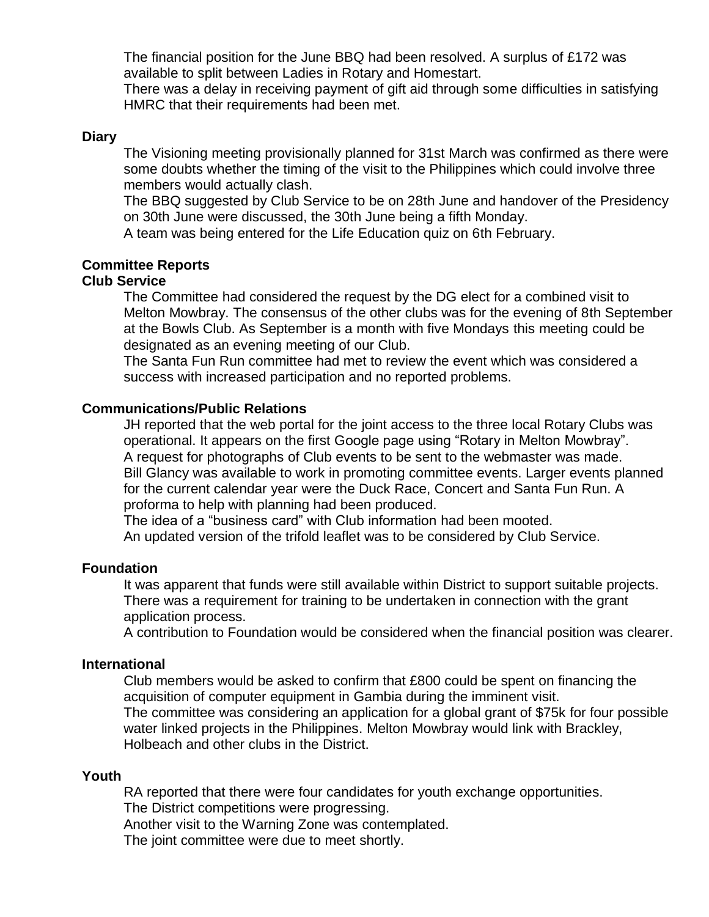The financial position for the June BBQ had been resolved. A surplus of £172 was available to split between Ladies in Rotary and Homestart.
There was a delay in receiving payment of gift aid through some difficulties in satisfying HMRC that their requirements had been met.

**Diary**

The Visioning meeting provisionally planned for 31st March was confirmed as there were some doubts whether the timing of the visit to the Philippines which could involve three members would actually clash.
The BBQ suggested by Club Service to be on 28th June and handover of the Presidency on 30th June were discussed, the 30th June being a fifth Monday.
A team was being entered for the Life Education quiz on 6th February.

**Committee Reports**

**Club Service**

The Committee had considered the request by the DG elect for a combined visit to Melton Mowbray. The consensus of the other clubs was for the evening of 8th September at the Bowls Club. As September is a month with five Mondays this meeting could be designated as an evening meeting of our Club.
The Santa Fun Run committee had met to review the event which was considered a success with increased participation and no reported problems.

**Communications/Public Relations**

JH reported that the web portal for the joint access to the three local Rotary Clubs was operational. It appears on the first Google page using “Rotary in Melton Mowbray”.
A request for photographs of Club events to be sent to the webmaster was made.
Bill Glancy was available to work in promoting committee events. Larger events planned for the current calendar year were the Duck Race, Concert and Santa Fun Run. A proforma to help with planning had been produced.
The idea of a “business card” with Club information had been mooted.
An updated version of the trifold leaflet was to be considered by Club Service.

**Foundation**

It was apparent that funds were still available within District to support suitable projects. There was a requirement for training to be undertaken in connection with the grant application process.
A contribution to Foundation would be considered when the financial position was clearer.

**International**

Club members would be asked to confirm that £800 could be spent on financing the acquisition of computer equipment in Gambia during the imminent visit.
The committee was considering an application for a global grant of $75k for four possible water linked projects in the Philippines. Melton Mowbray would link with Brackley, Holbeach and other clubs in the District.

**Youth**

RA reported that there were four candidates for youth exchange opportunities.
The District competitions were progressing.
Another visit to the Warning Zone was contemplated.
The joint committee were due to meet shortly.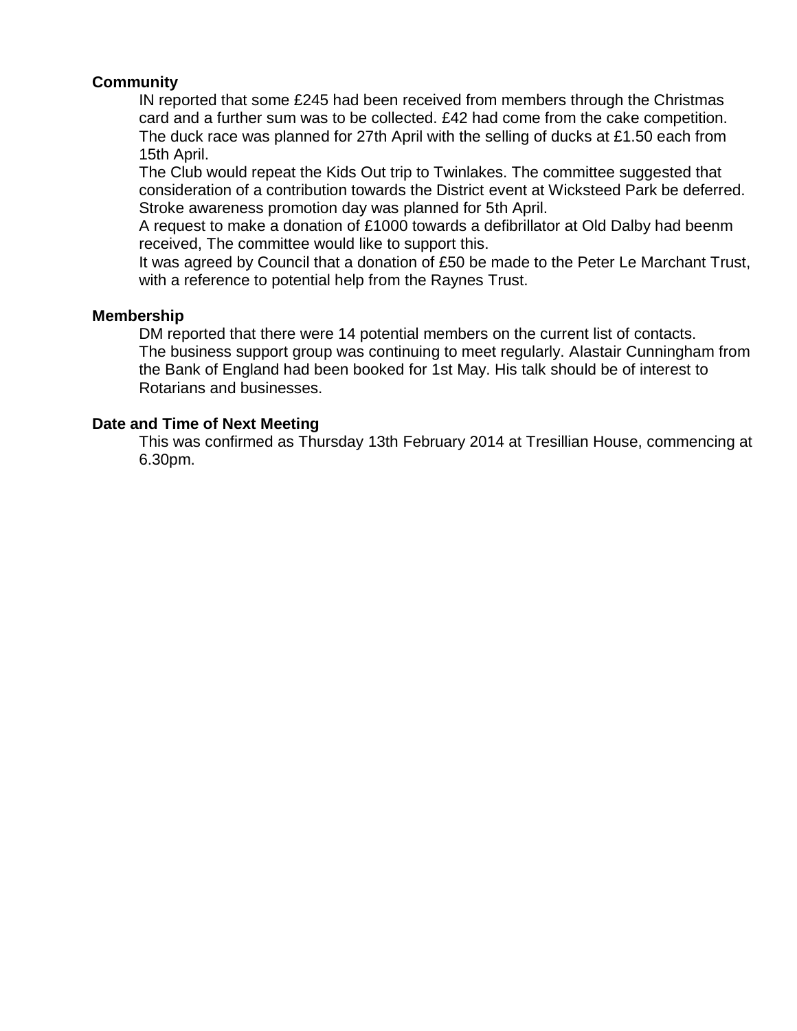**Community**

IN reported that some £245 had been received from members through the Christmas card and a further sum was to be collected. £42 had come from the cake competition. The duck race was planned for 27th April with the selling of ducks at £1.50 each from 15th April.

The Club would repeat the Kids Out trip to Twinlakes. The committee suggested that consideration of a contribution towards the District event at Wicksteed Park be deferred. Stroke awareness promotion day was planned for 5th April.

A request to make a donation of £1000 towards a defibrillator at Old Dalby had beenm received, The committee would like to support this.

It was agreed by Council that a donation of £50 be made to the Peter Le Marchant Trust, with a reference to potential help from the Raynes Trust.

**Membership**

DM reported that there were 14 potential members on the current list of contacts.

The business support group was continuing to meet regularly. Alastair Cunningham from the Bank of England had been booked for 1st May. His talk should be of interest to Rotarians and businesses.

**Date and Time of Next Meeting**

This was confirmed as Thursday 13th February 2014 at Tresillian House, commencing at 6.30pm.